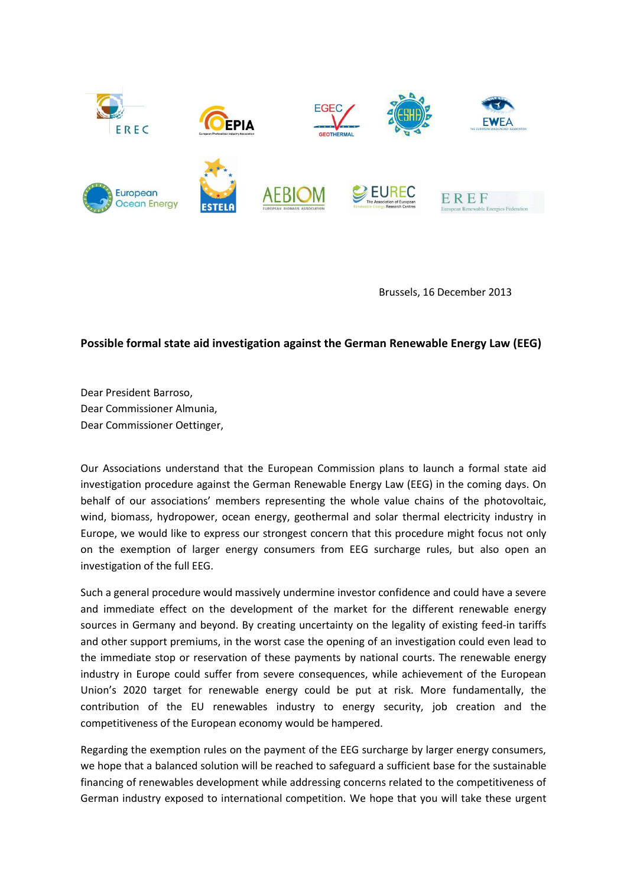EREC EPIA EGEC ESHA EWEA European Ocean Energy ESTELA AEBIOM EUREC EREF

Brussels, 16 December 2013

**Possible formal state aid investigation against the German Renewable Energy Law (EEG)**

Dear President Barroso,
Dear Commissioner Almunia,
Dear Commissioner Oettinger,

Our Associations understand that the European Commission plans to launch a formal state aid investigation procedure against the German Renewable Energy Law (EEG) in the coming days. On behalf of our associations' members representing the whole value chains of the photovoltaic, wind, biomass, hydropower, ocean energy, geothermal and solar thermal electricity industry in Europe, we would like to express our strongest concern that this procedure might focus not only on the exemption of larger energy consumers from EEG surcharge rules, but also open an investigation of the full EEG.

Such a general procedure would massively undermine investor confidence and could have a severe and immediate effect on the development of the market for the different renewable energy sources in Germany and beyond. By creating uncertainty on the legality of existing feed-in tariffs and other support premiums, in the worst case the opening of an investigation could even lead to the immediate stop or reservation of these payments by national courts. The renewable energy industry in Europe could suffer from severe consequences, while achievement of the European Union's 2020 target for renewable energy could be put at risk. More fundamentally, the contribution of the EU renewables industry to energy security, job creation and the competitiveness of the European economy would be hampered.

Regarding the exemption rules on the payment of the EEG surcharge by larger energy consumers, we hope that a balanced solution will be reached to safeguard a sufficient base for the sustainable financing of renewables development while addressing concerns related to the competitiveness of German industry exposed to international competition. We hope that you will take these urgent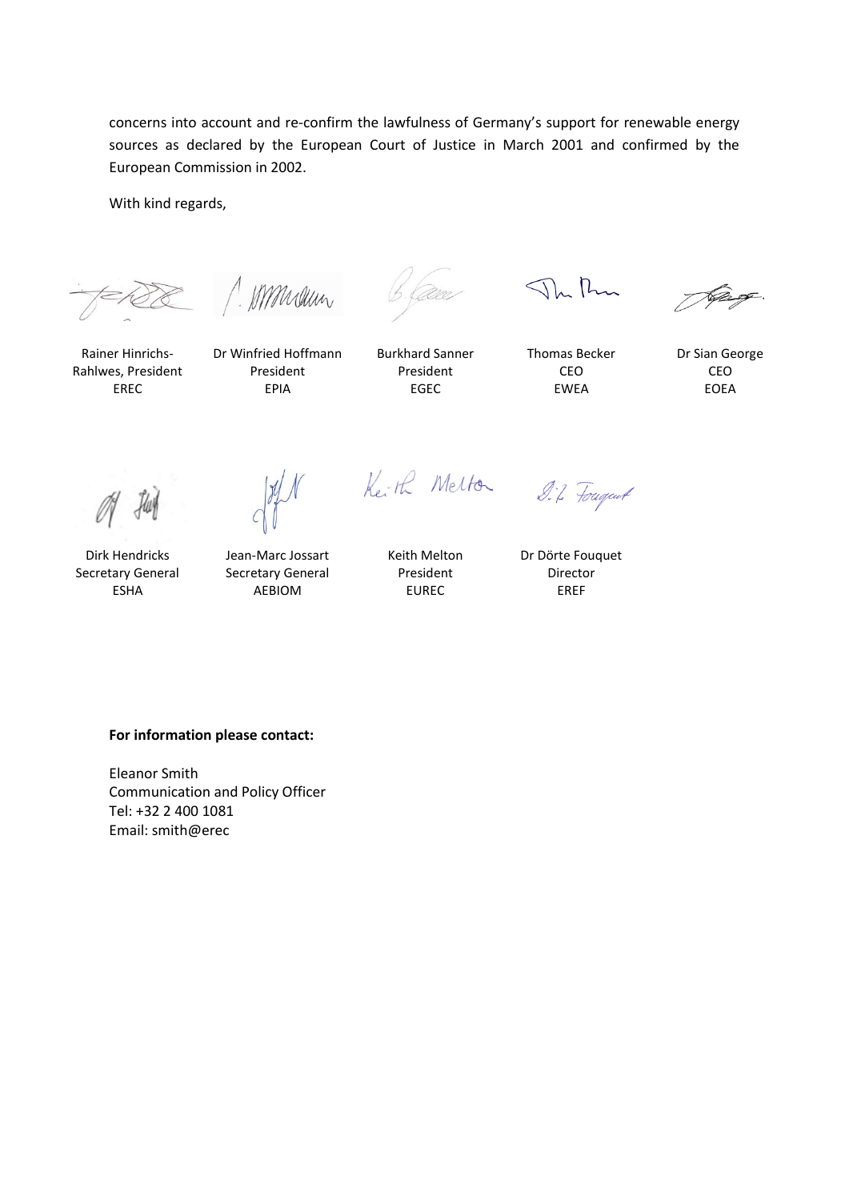concerns into account and re-confirm the lawfulness of Germany's support for renewable energy sources as declared by the European Court of Justice in March 2001 and confirmed by the European Commission in 2002.

With kind regards,

| | | | | |
|---|---|---|---|---|
| Rainer Hinrichs-Rahlwes, President<br>EREC | Dr Winfried Hoffmann<br>President<br>EPIA | Burkhard Sanner<br>President<br>EGEC | Thomas Becker<br>CEO<br>EWEA | Dr Sian George<br>CEO<br>EOEA |
| Dirk Hendricks<br>Secretary General<br>ESHA | Jean-Marc Jossart<br>Secretary General<br>AEBIOM | Keith Melton<br>President<br>EUREC | Dr Dörte Fouquet<br>Director<br>EREF | |

**For information please contact:**

Eleanor Smith
Communication and Policy Officer
Tel: +32 2 400 1081
Email: smith@erec